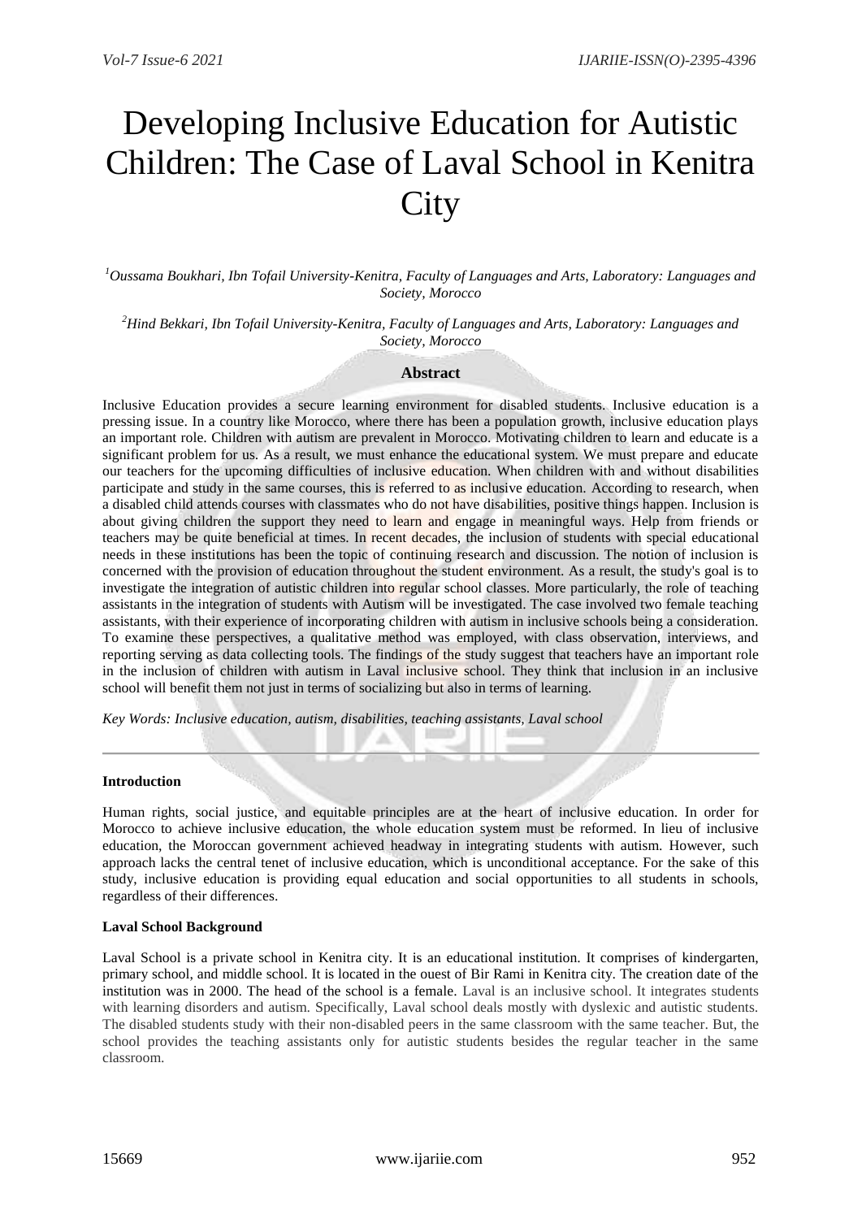# Developing Inclusive Education for Autistic Children: The Case of Laval School in Kenitra City

[1]*Oussama Boukhari, Ibn Tofail University-Kenitra, Faculty of Languages and Arts, Laboratory: Languages and Society, Morocco*

[2]*Hind Bekkari, Ibn Tofail University-Kenitra, Faculty of Languages and Arts, Laboratory: Languages and Society, Morocco*

## Abstract

Inclusive Education provides a secure learning environment for disabled students. Inclusive education is a pressing issue. In a country like Morocco, where there has been a population growth, inclusive education plays an important role. Children with autism are prevalent in Morocco. Motivating children to learn and educate is a significant problem for us. As a result, we must enhance the educational system. We must prepare and educate our teachers for the upcoming difficulties of inclusive education. When children with and without disabilities participate and study in the same courses, this is referred to as inclusive education. According to research, when a disabled child attends courses with classmates who do not have disabilities, positive things happen. Inclusion is about giving children the support they need to learn and engage in meaningful ways. Help from friends or teachers may be quite beneficial at times. In recent decades, the inclusion of students with special educational needs in these institutions has been the topic of continuing research and discussion. The notion of inclusion is concerned with the provision of education throughout the student environment. As a result, the study's goal is to investigate the integration of autistic children into regular school classes. More particularly, the role of teaching assistants in the integration of students with Autism will be investigated. The case involved two female teaching assistants, with their experience of incorporating children with autism in inclusive schools being a consideration. To examine these perspectives, a qualitative method was employed, with class observation, interviews, and reporting serving as data collecting tools. The findings of the study suggest that teachers have an important role in the inclusion of children with autism in Laval inclusive school. They think that inclusion in an inclusive school will benefit them not just in terms of socializing but also in terms of learning.

*Key Words: Inclusive education, autism, disabilities, teaching assistants, Laval school*

---

**Introduction**

Human rights, social justice, and equitable principles are at the heart of inclusive education. In order for Morocco to achieve inclusive education, the whole education system must be reformed. In lieu of inclusive education, the Moroccan government achieved headway in integrating students with autism. However, such approach lacks the central tenet of inclusive education, which is unconditional acceptance. For the sake of this study, inclusive education is providing equal education and social opportunities to all students in schools, regardless of their differences.

**Laval School Background**

Laval School is a private school in Kenitra city. It is an educational institution. It comprises of kindergarten, primary school, and middle school. It is located in the ouest of Bir Rami in Kenitra city. The creation date of the institution was in 2000. The head of the school is a female. Laval is an inclusive school. It integrates students with learning disorders and autism. Specifically, Laval school deals mostly with dyslexic and autistic students. The disabled students study with their non-disabled peers in the same classroom with the same teacher. But, the school provides the teaching assistants only for autistic students besides the regular teacher in the same classroom.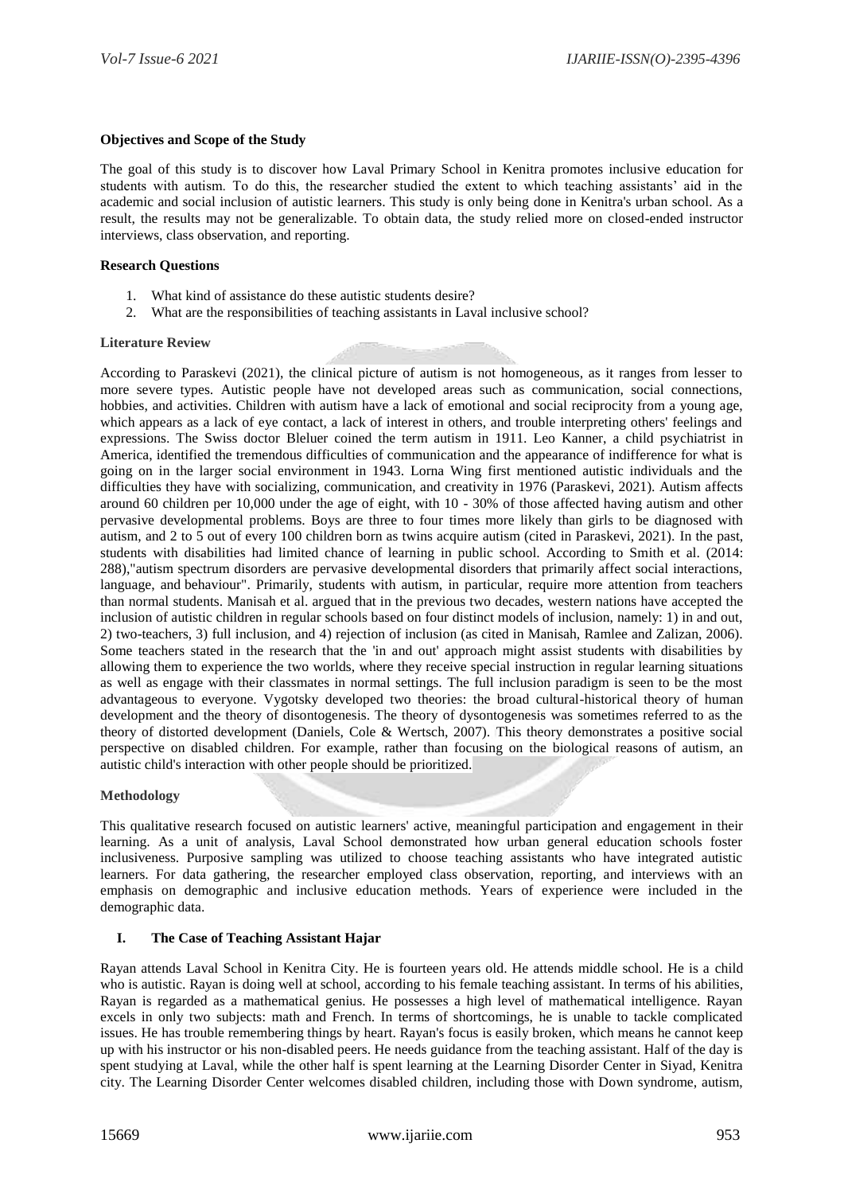**Objectives and Scope of the Study**

The goal of this study is to discover how Laval Primary School in Kenitra promotes inclusive education for students with autism. To do this, the researcher studied the extent to which teaching assistants' aid in the academic and social inclusion of autistic learners. This study is only being done in Kenitra's urban school. As a result, the results may not be generalizable. To obtain data, the study relied more on closed-ended instructor interviews, class observation, and reporting.

**Research Questions**

1. What kind of assistance do these autistic students desire?
2. What are the responsibilities of teaching assistants in Laval inclusive school?

**Literature Review**

According to Paraskevi (2021), the clinical picture of autism is not homogeneous, as it ranges from lesser to more severe types. Autistic people have not developed areas such as communication, social connections, hobbies, and activities. Children with autism have a lack of emotional and social reciprocity from a young age, which appears as a lack of eye contact, a lack of interest in others, and trouble interpreting others' feelings and expressions. The Swiss doctor Bleluer coined the term autism in 1911. Leo Kanner, a child psychiatrist in America, identified the tremendous difficulties of communication and the appearance of indifference for what is going on in the larger social environment in 1943. Lorna Wing first mentioned autistic individuals and the difficulties they have with socializing, communication, and creativity in 1976 (Paraskevi, 2021). Autism affects around 60 children per 10,000 under the age of eight, with 10 - 30% of those affected having autism and other pervasive developmental problems. Boys are three to four times more likely than girls to be diagnosed with autism, and 2 to 5 out of every 100 children born as twins acquire autism (cited in Paraskevi, 2021). In the past, students with disabilities had limited chance of learning in public school. According to Smith et al. (2014: 288),"autism spectrum disorders are pervasive developmental disorders that primarily affect social interactions, language, and behaviour". Primarily, students with autism, in particular, require more attention from teachers than normal students. Manisah et al. argued that in the previous two decades, western nations have accepted the inclusion of autistic children in regular schools based on four distinct models of inclusion, namely: 1) in and out, 2) two-teachers, 3) full inclusion, and 4) rejection of inclusion (as cited in Manisah, Ramlee and Zalizan, 2006). Some teachers stated in the research that the 'in and out' approach might assist students with disabilities by allowing them to experience the two worlds, where they receive special instruction in regular learning situations as well as engage with their classmates in normal settings. The full inclusion paradigm is seen to be the most advantageous to everyone. Vygotsky developed two theories: the broad cultural-historical theory of human development and the theory of disontogenesis. The theory of dysontogenesis was sometimes referred to as the theory of distorted development (Daniels, Cole & Wertsch, 2007). This theory demonstrates a positive social perspective on disabled children. For example, rather than focusing on the biological reasons of autism, an autistic child's interaction with other people should be prioritized.

**Methodology**

This qualitative research focused on autistic learners' active, meaningful participation and engagement in their learning. As a unit of analysis, Laval School demonstrated how urban general education schools foster inclusiveness. Purposive sampling was utilized to choose teaching assistants who have integrated autistic learners. For data gathering, the researcher employed class observation, reporting, and interviews with an emphasis on demographic and inclusive education methods. Years of experience were included in the demographic data.

**I. The Case of Teaching Assistant Hajar**

Rayan attends Laval School in Kenitra City. He is fourteen years old. He attends middle school. He is a child who is autistic. Rayan is doing well at school, according to his female teaching assistant. In terms of his abilities, Rayan is regarded as a mathematical genius. He possesses a high level of mathematical intelligence. Rayan excels in only two subjects: math and French. In terms of shortcomings, he is unable to tackle complicated issues. He has trouble remembering things by heart. Rayan's focus is easily broken, which means he cannot keep up with his instructor or his non-disabled peers. He needs guidance from the teaching assistant. Half of the day is spent studying at Laval, while the other half is spent learning at the Learning Disorder Center in Siyad, Kenitra city. The Learning Disorder Center welcomes disabled children, including those with Down syndrome, autism,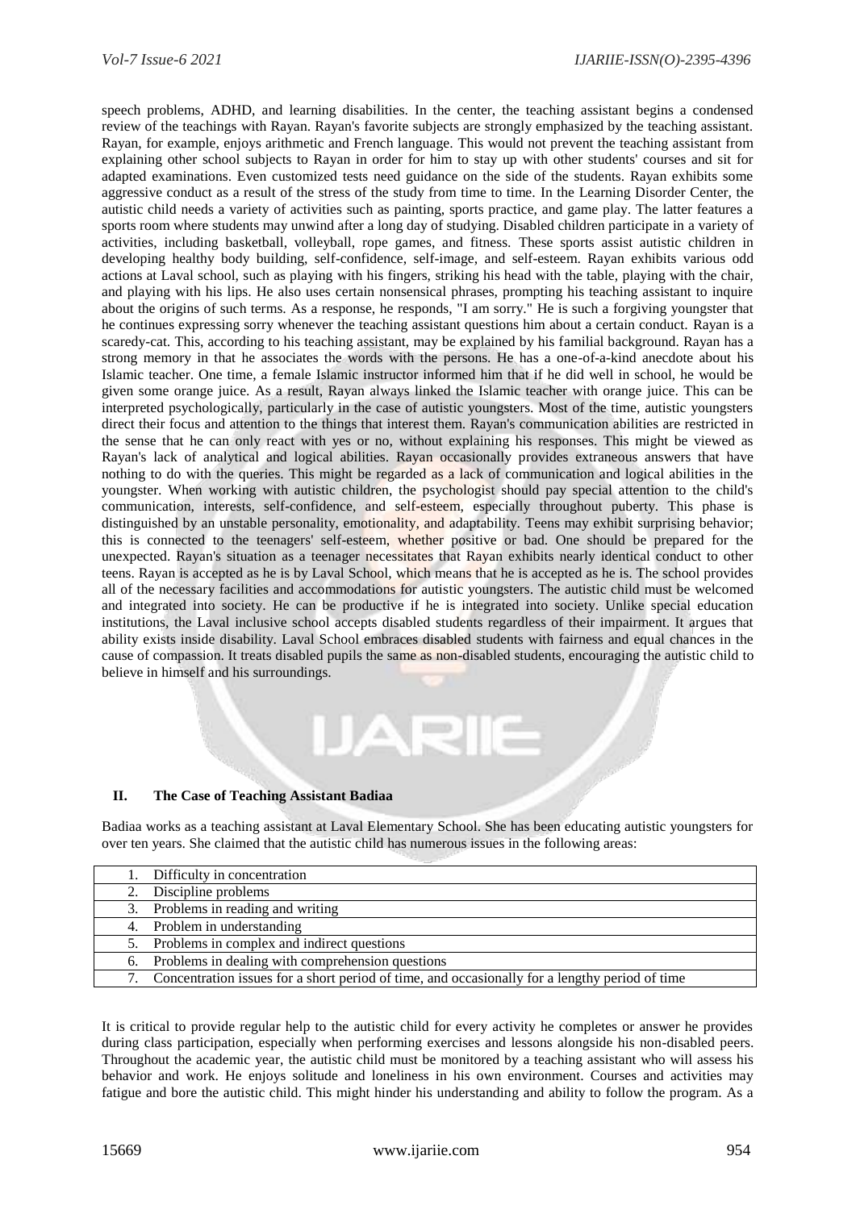speech problems, ADHD, and learning disabilities. In the center, the teaching assistant begins a condensed review of the teachings with Rayan. Rayan's favorite subjects are strongly emphasized by the teaching assistant. Rayan, for example, enjoys arithmetic and French language. This would not prevent the teaching assistant from explaining other school subjects to Rayan in order for him to stay up with other students' courses and sit for adapted examinations. Even customized tests need guidance on the side of the students. Rayan exhibits some aggressive conduct as a result of the stress of the study from time to time. In the Learning Disorder Center, the autistic child needs a variety of activities such as painting, sports practice, and game play. The latter features a sports room where students may unwind after a long day of studying. Disabled children participate in a variety of activities, including basketball, volleyball, rope games, and fitness. These sports assist autistic children in developing healthy body building, self-confidence, self-image, and self-esteem. Rayan exhibits various odd actions at Laval school, such as playing with his fingers, striking his head with the table, playing with the chair, and playing with his lips. He also uses certain nonsensical phrases, prompting his teaching assistant to inquire about the origins of such terms. As a response, he responds, "I am sorry." He is such a forgiving youngster that he continues expressing sorry whenever the teaching assistant questions him about a certain conduct. Rayan is a scaredy-cat. This, according to his teaching assistant, may be explained by his familial background. Rayan has a strong memory in that he associates the words with the persons. He has a one-of-a-kind anecdote about his Islamic teacher. One time, a female Islamic instructor informed him that if he did well in school, he would be given some orange juice. As a result, Rayan always linked the Islamic teacher with orange juice. This can be interpreted psychologically, particularly in the case of autistic youngsters. Most of the time, autistic youngsters direct their focus and attention to the things that interest them. Rayan's communication abilities are restricted in the sense that he can only react with yes or no, without explaining his responses. This might be viewed as Rayan's lack of analytical and logical abilities. Rayan occasionally provides extraneous answers that have nothing to do with the queries. This might be regarded as a lack of communication and logical abilities in the youngster. When working with autistic children, the psychologist should pay special attention to the child's communication, interests, self-confidence, and self-esteem, especially throughout puberty. This phase is distinguished by an unstable personality, emotionality, and adaptability. Teens may exhibit surprising behavior; this is connected to the teenagers' self-esteem, whether positive or bad. One should be prepared for the unexpected. Rayan's situation as a teenager necessitates that Rayan exhibits nearly identical conduct to other teens. Rayan is accepted as he is by Laval School, which means that he is accepted as he is. The school provides all of the necessary facilities and accommodations for autistic youngsters. The autistic child must be welcomed and integrated into society. He can be productive if he is integrated into society. Unlike special education institutions, the Laval inclusive school accepts disabled students regardless of their impairment. It argues that ability exists inside disability. Laval School embraces disabled students with fairness and equal chances in the cause of compassion. It treats disabled pupils the same as non-disabled students, encouraging the autistic child to believe in himself and his surroundings.

## II. The Case of Teaching Assistant Badiaa

Badiaa works as a teaching assistant at Laval Elementary School. She has been educating autistic youngsters for over ten years. She claimed that the autistic child has numerous issues in the following areas:

| |
|---|
| 1. Difficulty in concentration |
| 2. Discipline problems |
| 3. Problems in reading and writing |
| 4. Problem in understanding |
| 5. Problems in complex and indirect questions |
| 6. Problems in dealing with comprehension questions |
| 7. Concentration issues for a short period of time, and occasionally for a lengthy period of time |

It is critical to provide regular help to the autistic child for every activity he completes or answer he provides during class participation, especially when performing exercises and lessons alongside his non-disabled peers. Throughout the academic year, the autistic child must be monitored by a teaching assistant who will assess his behavior and work. He enjoys solitude and loneliness in his own environment. Courses and activities may fatigue and bore the autistic child. This might hinder his understanding and ability to follow the program. As a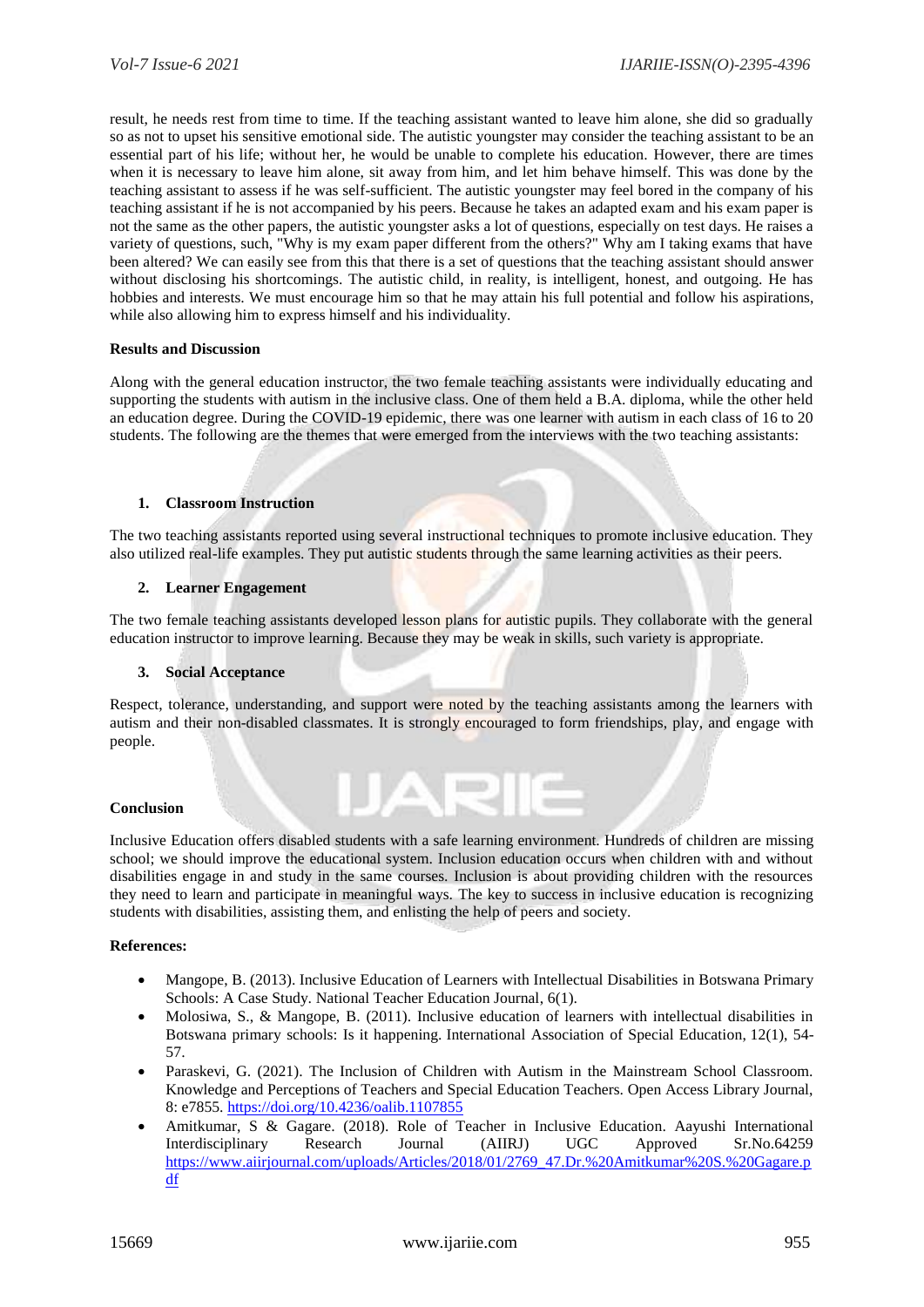result, he needs rest from time to time. If the teaching assistant wanted to leave him alone, she did so gradually so as not to upset his sensitive emotional side. The autistic youngster may consider the teaching assistant to be an essential part of his life; without her, he would be unable to complete his education. However, there are times when it is necessary to leave him alone, sit away from him, and let him behave himself. This was done by the teaching assistant to assess if he was self-sufficient. The autistic youngster may feel bored in the company of his teaching assistant if he is not accompanied by his peers. Because he takes an adapted exam and his exam paper is not the same as the other papers, the autistic youngster asks a lot of questions, especially on test days. He raises a variety of questions, such, "Why is my exam paper different from the others?" Why am I taking exams that have been altered? We can easily see from this that there is a set of questions that the teaching assistant should answer without disclosing his shortcomings. The autistic child, in reality, is intelligent, honest, and outgoing. He has hobbies and interests. We must encourage him so that he may attain his full potential and follow his aspirations, while also allowing him to express himself and his individuality.

**Results and Discussion**

Along with the general education instructor, the two female teaching assistants were individually educating and supporting the students with autism in the inclusive class. One of them held a B.A. diploma, while the other held an education degree. During the COVID-19 epidemic, there was one learner with autism in each class of 16 to 20 students. The following are the themes that were emerged from the interviews with the two teaching assistants:

1. **Classroom Instruction**

The two teaching assistants reported using several instructional techniques to promote inclusive education. They also utilized real-life examples. They put autistic students through the same learning activities as their peers.

2. **Learner Engagement**

The two female teaching assistants developed lesson plans for autistic pupils. They collaborate with the general education instructor to improve learning. Because they may be weak in skills, such variety is appropriate.

3. **Social Acceptance**

Respect, tolerance, understanding, and support were noted by the teaching assistants among the learners with autism and their non-disabled classmates. It is strongly encouraged to form friendships, play, and engage with people.

**Conclusion**

Inclusive Education offers disabled students with a safe learning environment. Hundreds of children are missing school; we should improve the educational system. Inclusion education occurs when children with and without disabilities engage in and study in the same courses. Inclusion is about providing children with the resources they need to learn and participate in meaningful ways. The key to success in inclusive education is recognizing students with disabilities, assisting them, and enlisting the help of peers and society.

**References:**

- Mangope, B. (2013). Inclusive Education of Learners with Intellectual Disabilities in Botswana Primary Schools: A Case Study. National Teacher Education Journal, 6(1).
- Molosiwa, S., & Mangope, B. (2011). Inclusive education of learners with intellectual disabilities in Botswana primary schools: Is it happening. International Association of Special Education, 12(1), 54-57.
- Paraskevi, G. (2021). The Inclusion of Children with Autism in the Mainstream School Classroom. Knowledge and Perceptions of Teachers and Special Education Teachers. Open Access Library Journal, 8: e7855. https://doi.org/10.4236/oalib.1107855
- Amitkumar, S & Gagare. (2018). Role of Teacher in Inclusive Education. Aayushi International Interdisciplinary Research Journal (AIIRJ) UGC Approved Sr.No.64259 https://www.aiirjournal.com/uploads/Articles/2018/01/2769_47.Dr.%20Amitkumar%20S.%20Gagare.pdf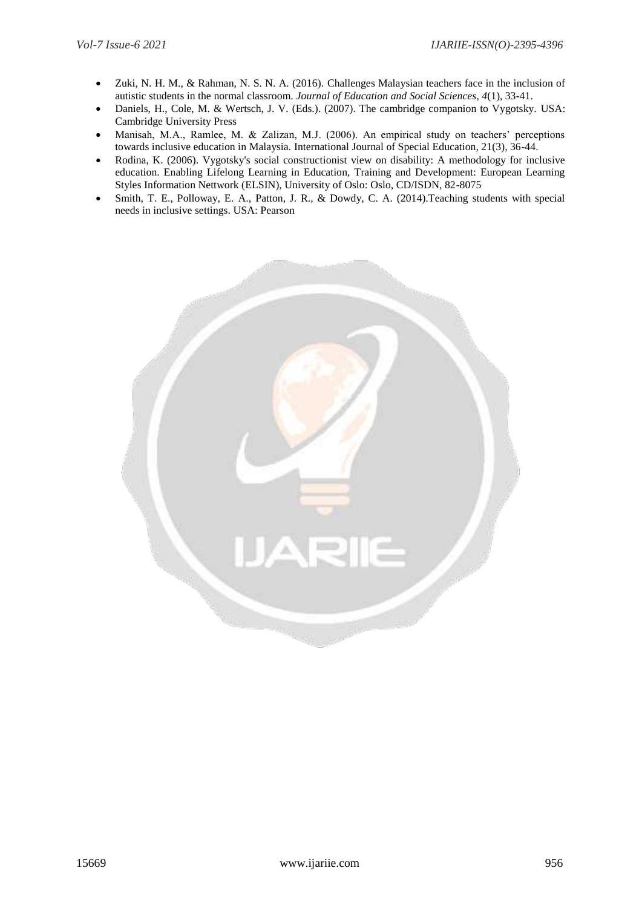- Zuki, N. H. M., & Rahman, N. S. N. A. (2016). Challenges Malaysian teachers face in the inclusion of autistic students in the normal classroom. *Journal of Education and Social Sciences*, *4*(1), 33-41.
- Daniels, H., Cole, M. & Wertsch, J. V. (Eds.). (2007). The cambridge companion to Vygotsky. USA: Cambridge University Press
- Manisah, M.A., Ramlee, M. & Zalizan, M.J. (2006). An empirical study on teachers' perceptions towards inclusive education in Malaysia. International Journal of Special Education, 21(3), 36-44.
- Rodina, K. (2006). Vygotsky's social constructionist view on disability: A methodology for inclusive education. Enabling Lifelong Learning in Education, Training and Development: European Learning Styles Information Nettwork (ELSIN), University of Oslo: Oslo, CD/ISDN, 82-8075
- Smith, T. E., Polloway, E. A., Patton, J. R., & Dowdy, C. A. (2014).Teaching students with special needs in inclusive settings. USA: Pearson